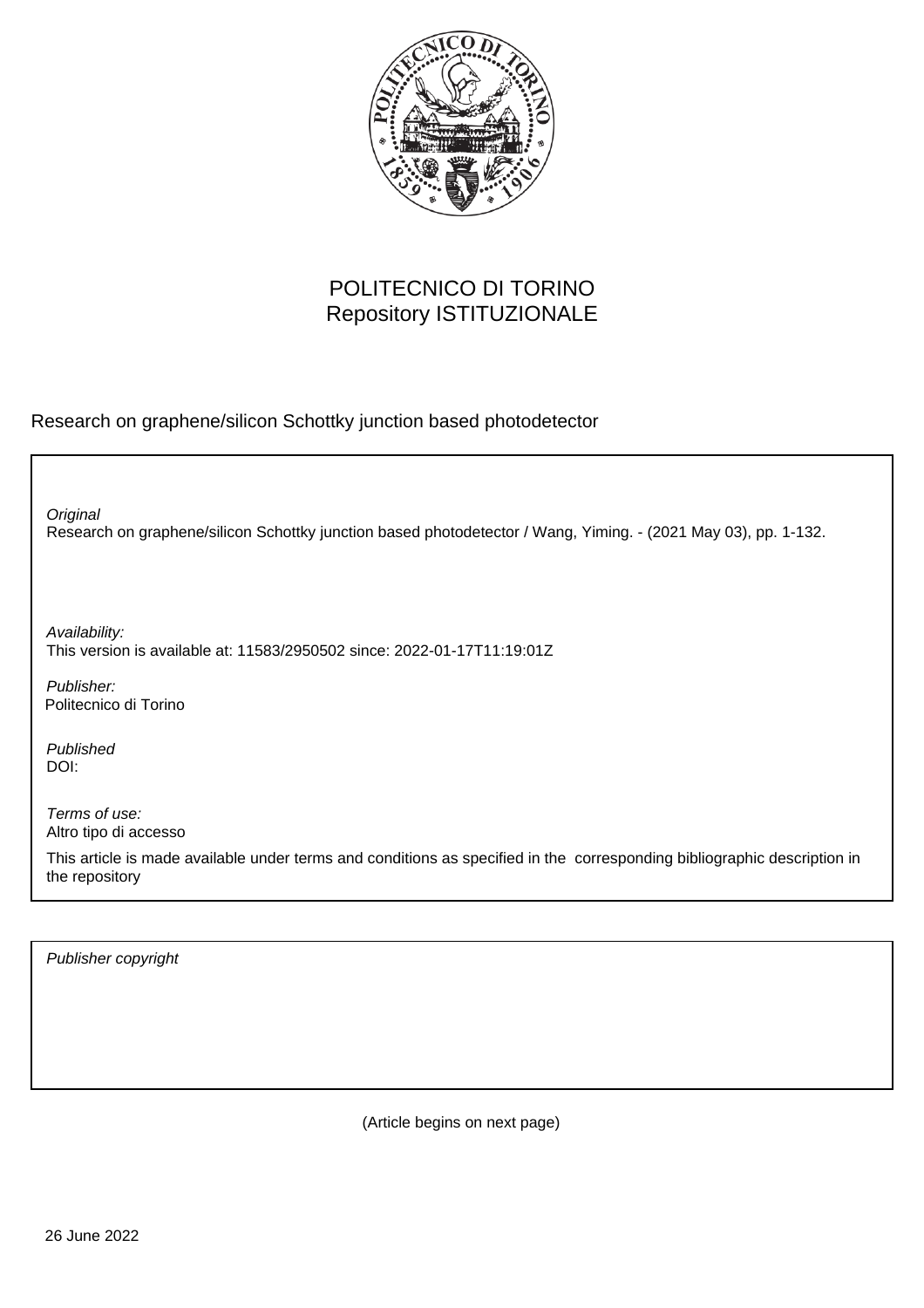POLITECNICO DI TORINO
Repository ISTITUZIONALE

Research on graphene/silicon Schottky junction based photodetector

*Original*
Research on graphene/silicon Schottky junction based photodetector / Wang, Yiming. - (2021 May 03), pp. 1-132.

*Availability:*
This version is available at: 11583/2950502 since: 2022-01-17T11:19:01Z

*Publisher:*
Politecnico di Torino

*Published*
DOI:

*Terms of use:*
Altro tipo di accesso

This article is made available under terms and conditions as specified in the corresponding bibliographic description in the repository

*Publisher copyright*

(Article begins on next page)

26 June 2022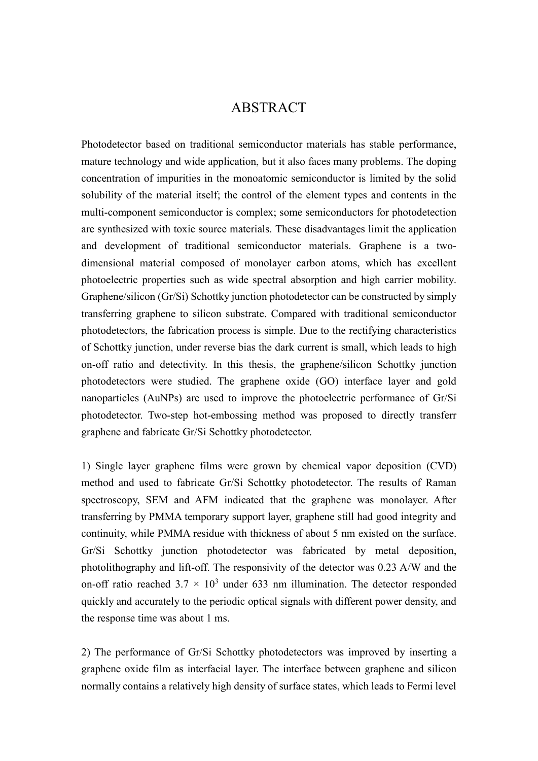# ABSTRACT

Photodetector based on traditional semiconductor materials has stable performance, mature technology and wide application, but it also faces many problems. The doping concentration of impurities in the monoatomic semiconductor is limited by the solid solubility of the material itself; the control of the element types and contents in the multi-component semiconductor is complex; some semiconductors for photodetection are synthesized with toxic source materials. These disadvantages limit the application and development of traditional semiconductor materials. Graphene is a two-dimensional material composed of monolayer carbon atoms, which has excellent photoelectric properties such as wide spectral absorption and high carrier mobility. Graphene/silicon (Gr/Si) Schottky junction photodetector can be constructed by simply transferring graphene to silicon substrate. Compared with traditional semiconductor photodetectors, the fabrication process is simple. Due to the rectifying characteristics of Schottky junction, under reverse bias the dark current is small, which leads to high on-off ratio and detectivity. In this thesis, the graphene/silicon Schottky junction photodetectors were studied. The graphene oxide (GO) interface layer and gold nanoparticles (AuNPs) are used to improve the photoelectric performance of Gr/Si photodetector. Two-step hot-embossing method was proposed to directly transferr graphene and fabricate Gr/Si Schottky photodetector.

1) Single layer graphene films were grown by chemical vapor deposition (CVD) method and used to fabricate Gr/Si Schottky photodetector. The results of Raman spectroscopy, SEM and AFM indicated that the graphene was monolayer. After transferring by PMMA temporary support layer, graphene still had good integrity and continuity, while PMMA residue with thickness of about 5 nm existed on the surface. Gr/Si Schottky junction photodetector was fabricated by metal deposition, photolithography and lift-off. The responsivity of the detector was 0.23 A/W and the on-off ratio reached $3.7 \times 10^3$ under 633 nm illumination. The detector responded quickly and accurately to the periodic optical signals with different power density, and the response time was about 1 ms.

2) The performance of Gr/Si Schottky photodetectors was improved by inserting a graphene oxide film as interfacial layer. The interface between graphene and silicon normally contains a relatively high density of surface states, which leads to Fermi level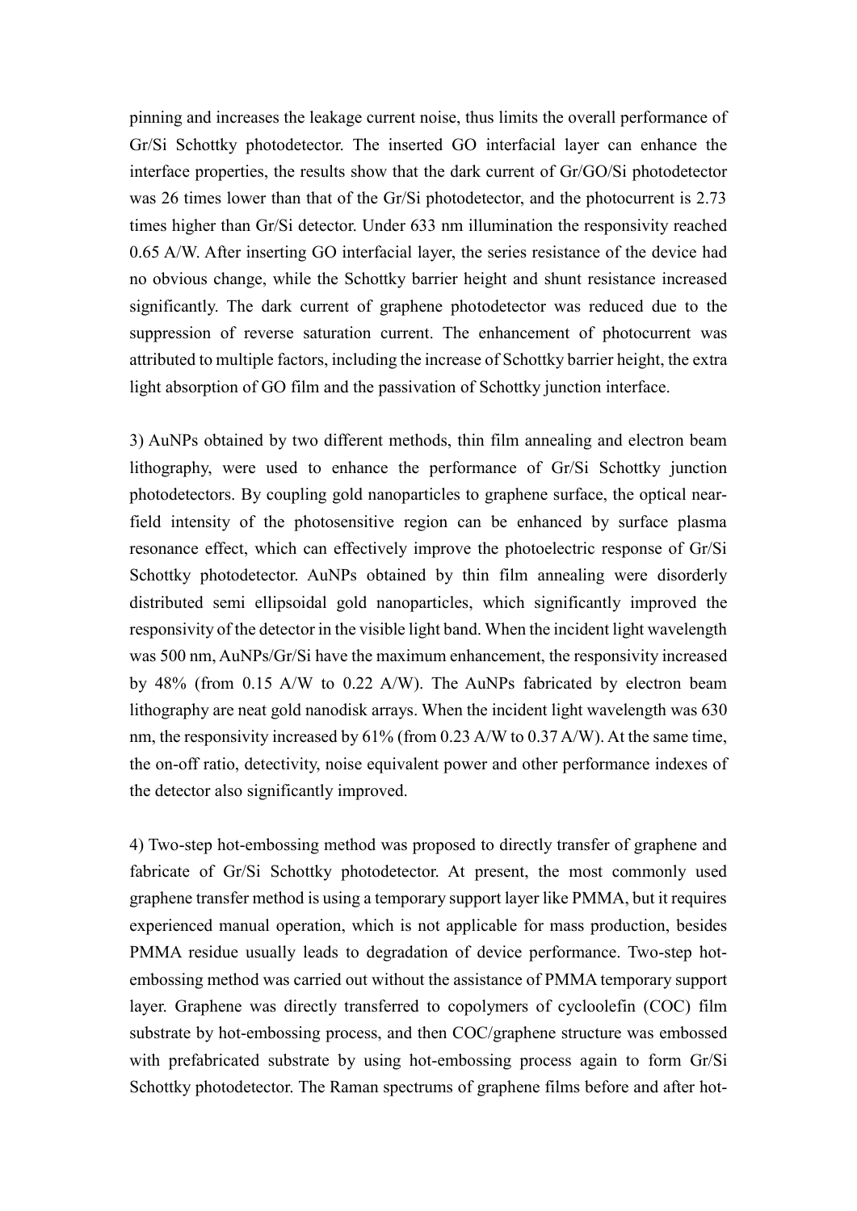pinning and increases the leakage current noise, thus limits the overall performance of Gr/Si Schottky photodetector. The inserted GO interfacial layer can enhance the interface properties, the results show that the dark current of Gr/GO/Si photodetector was 26 times lower than that of the Gr/Si photodetector, and the photocurrent is 2.73 times higher than Gr/Si detector. Under 633 nm illumination the responsivity reached 0.65 A/W. After inserting GO interfacial layer, the series resistance of the device had no obvious change, while the Schottky barrier height and shunt resistance increased significantly. The dark current of graphene photodetector was reduced due to the suppression of reverse saturation current. The enhancement of photocurrent was attributed to multiple factors, including the increase of Schottky barrier height, the extra light absorption of GO film and the passivation of Schottky junction interface.

3) AuNPs obtained by two different methods, thin film annealing and electron beam lithography, were used to enhance the performance of Gr/Si Schottky junction photodetectors. By coupling gold nanoparticles to graphene surface, the optical near-field intensity of the photosensitive region can be enhanced by surface plasma resonance effect, which can effectively improve the photoelectric response of Gr/Si Schottky photodetector. AuNPs obtained by thin film annealing were disorderly distributed semi ellipsoidal gold nanoparticles, which significantly improved the responsivity of the detector in the visible light band. When the incident light wavelength was 500 nm, AuNPs/Gr/Si have the maximum enhancement, the responsivity increased by 48% (from 0.15 A/W to 0.22 A/W). The AuNPs fabricated by electron beam lithography are neat gold nanodisk arrays. When the incident light wavelength was 630 nm, the responsivity increased by 61% (from 0.23 A/W to 0.37 A/W). At the same time, the on-off ratio, detectivity, noise equivalent power and other performance indexes of the detector also significantly improved.

4) Two-step hot-embossing method was proposed to directly transfer of graphene and fabricate of Gr/Si Schottky photodetector. At present, the most commonly used graphene transfer method is using a temporary support layer like PMMA, but it requires experienced manual operation, which is not applicable for mass production, besides PMMA residue usually leads to degradation of device performance. Two-step hot-embossing method was carried out without the assistance of PMMA temporary support layer. Graphene was directly transferred to copolymers of cycloolefin (COC) film substrate by hot-embossing process, and then COC/graphene structure was embossed with prefabricated substrate by using hot-embossing process again to form Gr/Si Schottky photodetector. The Raman spectrums of graphene films before and after hot-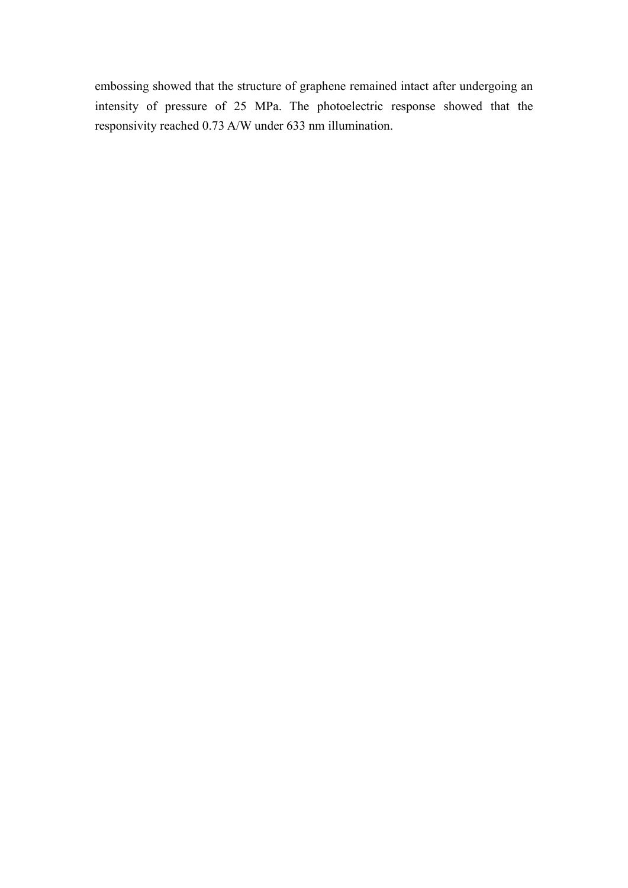embossing showed that the structure of graphene remained intact after undergoing an intensity of pressure of 25 MPa. The photoelectric response showed that the responsivity reached 0.73 A/W under 633 nm illumination.